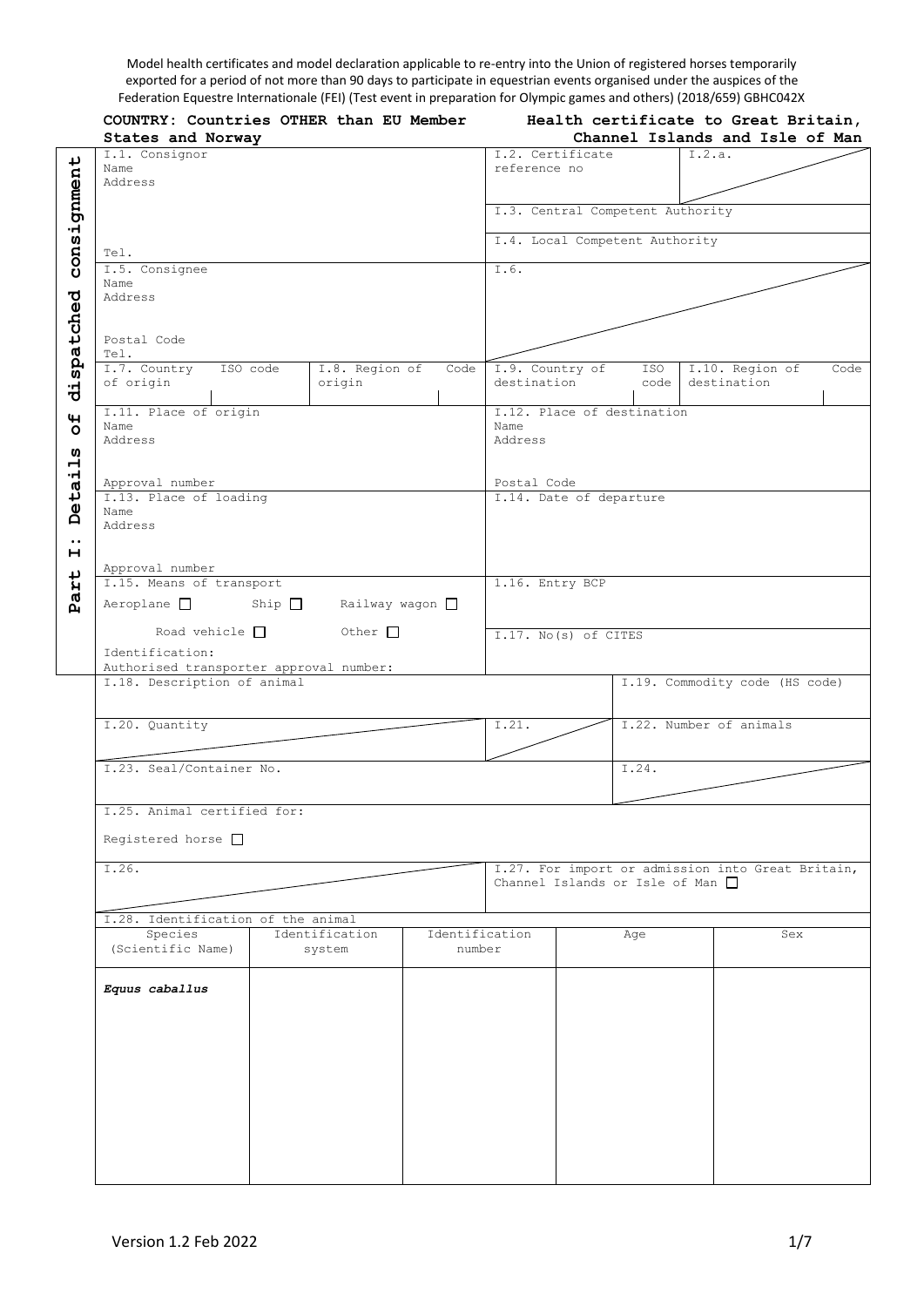Model health certificates and model declaration applicable to re-entry into the Union of registered horses temporarily exported for a period of not more than 90 days to participate in equestrian events organised under the auspices of the Federation Equestre Internationale (FEI) (Test event in preparation for Olympic games and others) (2018/659) GBHC042X

**COUNTRY: Countries OTHER than EU Member States and Norway**

**Health certificate to Great Britain, Channel Islands and Isle of Man**

**Part I: Details of dispatched consignment**

| | |
|---|---|
| I.1. Consignor<br>Name<br>Address<br><br>Tel. | I.2. Certificate reference no<br>I.2.a.<br><br>I.3. Central Competent Authority<br><br>I.4. Local Competent Authority |
| I.5. Consignee<br>Name<br>Address<br><br>Postal Code<br>Tel. | I.6. |
| I.7. Country of origin / ISO code / I.8. Region of origin / Code | I.9. Country of destination / ISO code / I.10. Region of destination / Code |
| I.11. Place of origin<br>Name<br>Address<br><br>Approval number | I.12. Place of destination<br>Name<br>Address<br><br>Postal Code |
| I.13. Place of loading<br>Name<br>Address<br><br>Approval number | I.14. Date of departure |
| I.15. Means of transport<br>Aeroplane ☐ Ship ☐ Railway wagon ☐<br>Road vehicle ☐ Other ☐<br>Identification:<br>Authorised transporter approval number: | I.16. Entry BCP<br><br>I.17. No(s) of CITES |
| I.18. Description of animal | I.19. Commodity code (HS code) |
| I.20. Quantity | I.21. / I.22. Number of animals |
| I.23. Seal/Container No. | I.24. |
| I.25. Animal certified for:<br>Registered horse ☐ | |
| I.26. | I.27. For import or admission into Great Britain, Channel Islands or Isle of Man ☐ |

I.28. Identification of the animal

| Species (Scientific Name) | Identification system | Identification number | Age | Sex |
|---|---|---|---|---|
| ***Equus caballus*** | | | | |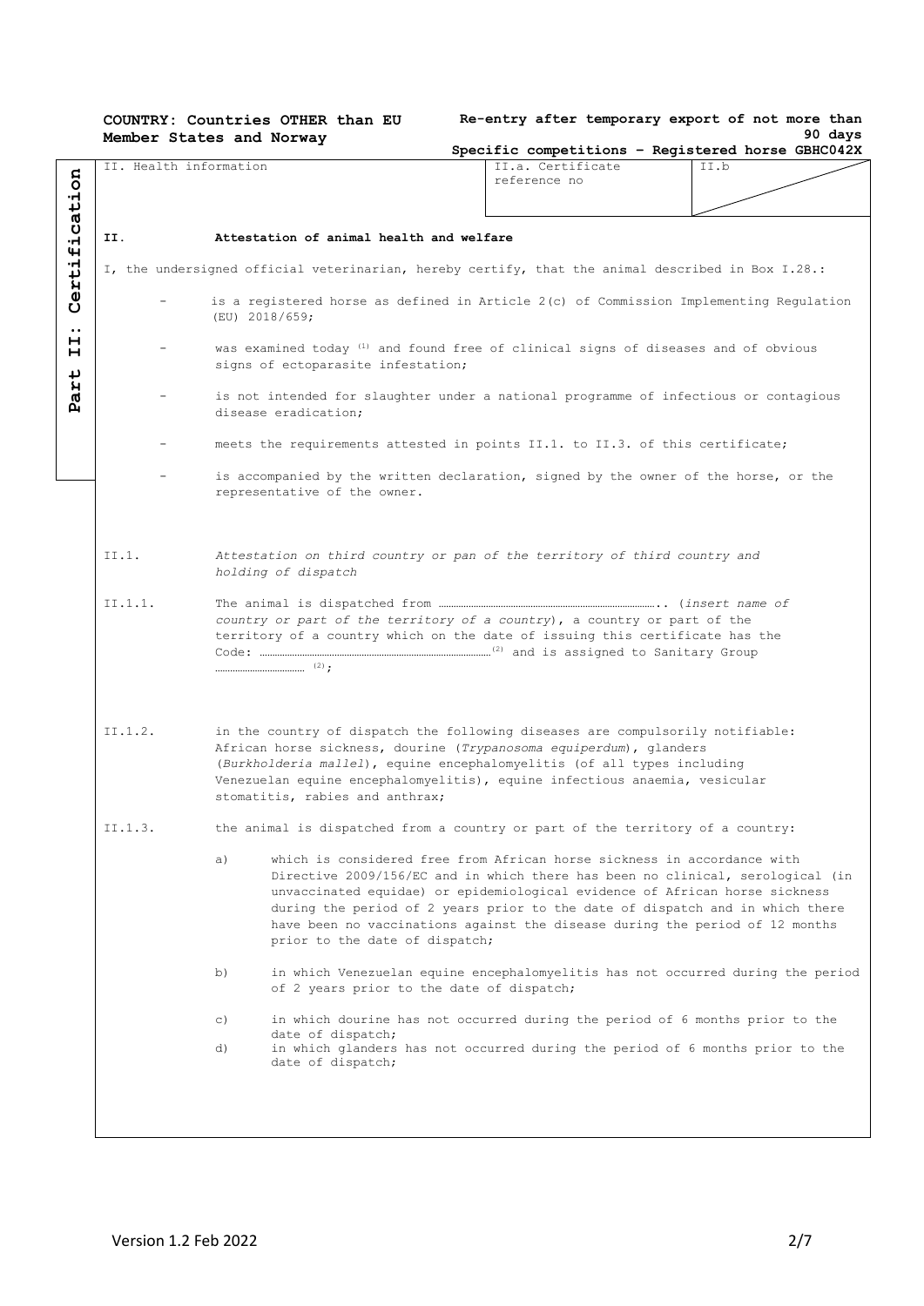**COUNTRY: Countries OTHER than EU Member States and Norway**

**Re-entry after temporary export of not more than 90 days**
**Specific competitions – Registered horse GBHC042X**

Part II: Certification

| II. Health information | II.a. Certificate reference no | II.b |
|---|---|---|

**II. Attestation of animal health and welfare**

I, the undersigned official veterinarian, hereby certify, that the animal described in Box I.28.:

- is a registered horse as defined in Article 2(c) of Commission Implementing Regulation (EU) 2018/659;
- was examined today [(1)] and found free of clinical signs of diseases and of obvious signs of ectoparasite infestation;
- is not intended for slaughter under a national programme of infectious or contagious disease eradication;
- meets the requirements attested in points II.1. to II.3. of this certificate;
- is accompanied by the written declaration, signed by the owner of the horse, or the representative of the owner.

II.1. *Attestation on third country or pan of the territory of third country and holding of dispatch*

II.1.1. The animal is dispatched from ……………………………………………………………….. (*insert name of country or part of the territory of a country*), a country or part of the territory of a country which on the date of issuing this certificate has the Code: ……………………………………………………………[(2)] and is assigned to Sanitary Group ……………………… [(2)];

II.1.2. in the country of dispatch the following diseases are compulsorily notifiable: African horse sickness, dourine (*Trypanosoma equiperdum*), glanders (*Burkholderia mallei*), equine encephalomyelitis (of all types including Venezuelan equine encephalomyelitis), equine infectious anaemia, vesicular stomatitis, rabies and anthrax;

II.1.3. the animal is dispatched from a country or part of the territory of a country:

a) which is considered free from African horse sickness in accordance with Directive 2009/156/EC and in which there has been no clinical, serological (in unvaccinated equidae) or epidemiological evidence of African horse sickness during the period of 2 years prior to the date of dispatch and in which there have been no vaccinations against the disease during the period of 12 months prior to the date of dispatch;

b) in which Venezuelan equine encephalomyelitis has not occurred during the period of 2 years prior to the date of dispatch;

c) in which dourine has not occurred during the period of 6 months prior to the date of dispatch;

d) in which glanders has not occurred during the period of 6 months prior to the date of dispatch;

Version 1.2 Feb 2022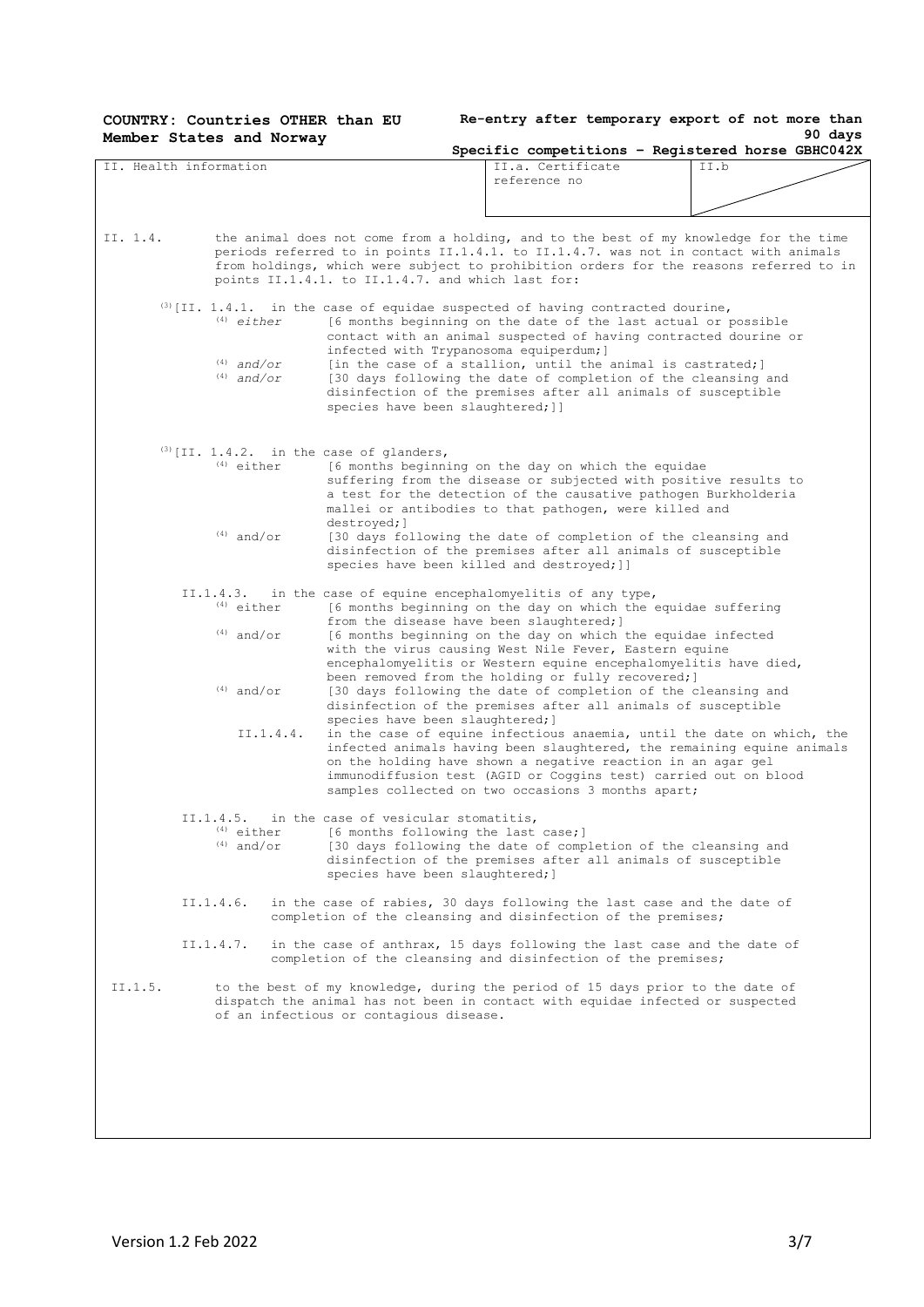**COUNTRY: Countries OTHER than EU Member States and Norway**

**Re-entry after temporary export of not more than 90 days**

**Specific competitions – Registered horse GBHC042X**

| II. Health information | II.a. Certificate reference no | II.b |
|---|---|---|

II. 1.4. the animal does not come from a holding, and to the best of my knowledge for the time periods referred to in points II.1.4.1. to II.1.4.7. was not in contact with animals from holdings, which were subject to prohibition orders for the reasons referred to in points II.1.4.1. to II.1.4.7. and which last for:

(3)[II. 1.4.1. in the case of equidae suspected of having contracted dourine,

- (4) *either* [6 months beginning on the date of the last actual or possible contact with an animal suspected of having contracted dourine or infected with Trypanosoma equiperdum;]
- (4) *and/or* [in the case of a stallion, until the animal is castrated;]
- (4) *and/or* [30 days following the date of completion of the cleansing and disinfection of the premises after all animals of susceptible species have been slaughtered;]]

(3)[II. 1.4.2. in the case of glanders,

- (4) either [6 months beginning on the day on which the equidae suffering from the disease or subjected with positive results to a test for the detection of the causative pathogen Burkholderia mallei or antibodies to that pathogen, were killed and destroyed;]
- (4) and/or [30 days following the date of completion of the cleansing and disinfection of the premises after all animals of susceptible species have been killed and destroyed;]]

II.1.4.3. in the case of equine encephalomyelitis of any type,

- (4) either [6 months beginning on the day on which the equidae suffering from the disease have been slaughtered;]
- (4) and/or [6 months beginning on the day on which the equidae infected with the virus causing West Nile Fever, Eastern equine encephalomyelitis or Western equine encephalomyelitis have died, been removed from the holding or fully recovered;]
- (4) and/or [30 days following the date of completion of the cleansing and disinfection of the premises after all animals of susceptible species have been slaughtered;]

II.1.4.4. in the case of equine infectious anaemia, until the date on which, the infected animals having been slaughtered, the remaining equine animals on the holding have shown a negative reaction in an agar gel immunodiffusion test (AGID or Coggins test) carried out on blood samples collected on two occasions 3 months apart;

II.1.4.5. in the case of vesicular stomatitis,

- (4) either [6 months following the last case;]
- (4) and/or [30 days following the date of completion of the cleansing and disinfection of the premises after all animals of susceptible species have been slaughtered;]

II.1.4.6. in the case of rabies, 30 days following the last case and the date of completion of the cleansing and disinfection of the premises;

II.1.4.7. in the case of anthrax, 15 days following the last case and the date of completion of the cleansing and disinfection of the premises;

II.1.5. to the best of my knowledge, during the period of 15 days prior to the date of dispatch the animal has not been in contact with equidae infected or suspected of an infectious or contagious disease.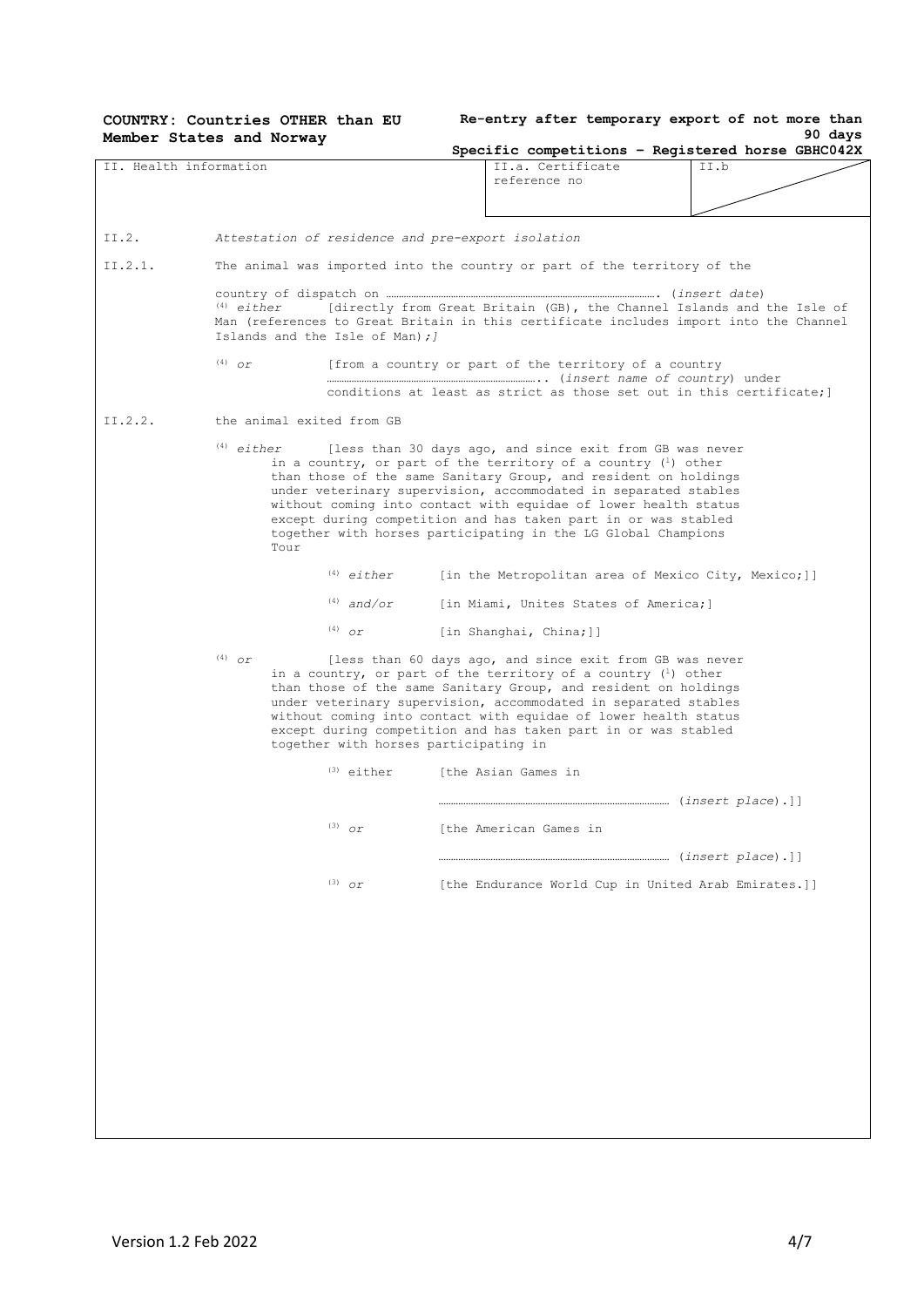**COUNTRY: Countries OTHER than EU Member States and Norway**

**Re-entry after temporary export of not more than 90 days**

**Specific competitions – Registered horse GBHC042X**

| II. Health information | II.a. Certificate reference no | II.b |
|---|---|---|

II.2. *Attestation of residence and pre-export isolation*

II.2.1. The animal was imported into the country or part of the territory of the country of dispatch on ……………………………………………………. (*insert date*)

(4) *either* [directly from Great Britain (GB), the Channel Islands and the Isle of Man (references to Great Britain in this certificate includes import into the Channel Islands and the Isle of Man);]

(4) *or* [from a country or part of the territory of a country …………………………………….. (*insert name of country*) under conditions at least as strict as those set out in this certificate;]

II.2.2. the animal exited from GB

(4) *either* [less than 30 days ago, and since exit from GB was never in a country, or part of the territory of a country (1) other than those of the same Sanitary Group, and resident on holdings under veterinary supervision, accommodated in separated stables without coming into contact with equidae of lower health status except during competition and has taken part in or was stabled together with horses participating in the LG Global Champions Tour

(4) *either* [in the Metropolitan area of Mexico City, Mexico;]]

(4) *and/or* [in Miami, Unites States of America;]

(4) *or* [in Shanghai, China;]]

(4) *or* [less than 60 days ago, and since exit from GB was never in a country, or part of the territory of a country (1) other than those of the same Sanitary Group, and resident on holdings under veterinary supervision, accommodated in separated stables without coming into contact with equidae of lower health status except during competition and has taken part in or was stabled together with horses participating in

(3) either [the Asian Games in ……………………………………………… (*insert place*).]]

(3) *or* [the American Games in ……………………………………………… (*insert place*).]]

(3) *or* [the Endurance World Cup in United Arab Emirates.]]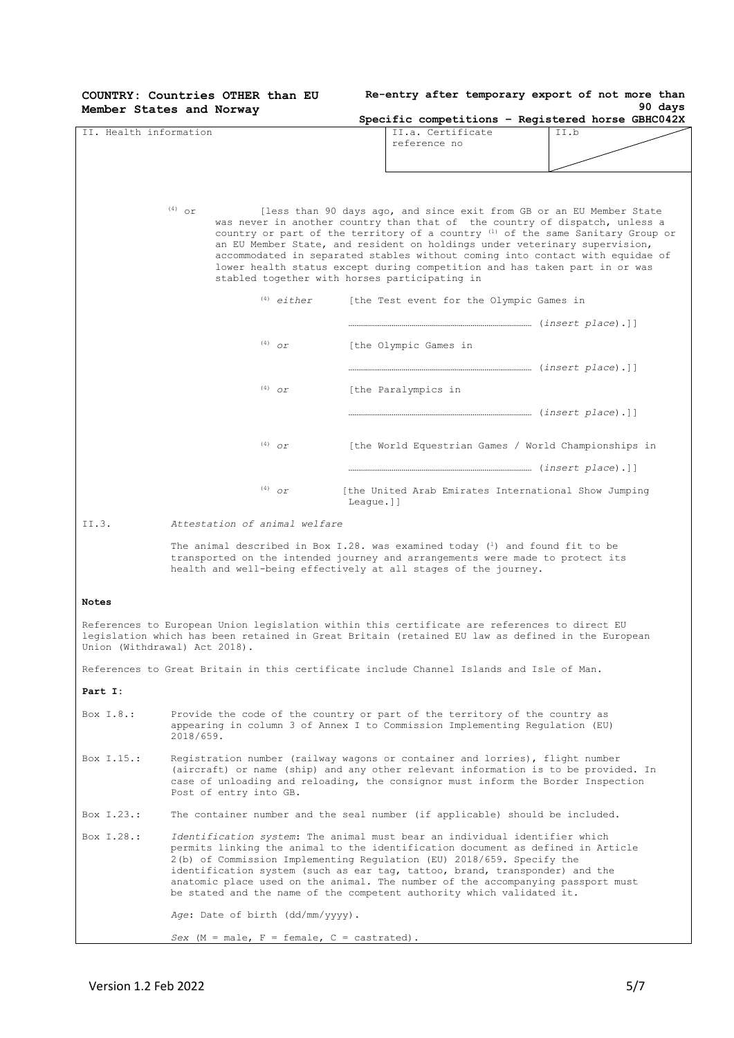**COUNTRY: Countries OTHER than EU Member States and Norway**

**Re-entry after temporary export of not more than 90 days**
**Specific competitions – Registered horse GBHC042X**

| II. Health information | II.a. Certificate reference no | II.b |
|---|---|---|

(4) or [less than 90 days ago, and since exit from GB or an EU Member State was never in another country than that of the country of dispatch, unless a country or part of the territory of a country (1) of the same Sanitary Group or an EU Member State, and resident on holdings under veterinary supervision, accommodated in separated stables without coming into contact with equidae of lower health status except during competition and has taken part in or was stabled together with horses participating in

(4) *either* [the Test event for the Olympic Games in

……………………………………………………………… (*insert place*).]]

(4) *or* [the Olympic Games in

……………………………………………………………… (*insert place*).]]

(4) *or* [the Paralympics in

……………………………………………………………… (*insert place*).]]

(4) *or* [the World Equestrian Games / World Championships in

……………………………………………………………… (*insert place*).]]

(4) *or* [the United Arab Emirates International Show Jumping League.]]

II.3. *Attestation of animal welfare*

The animal described in Box I.28. was examined today (1) and found fit to be transported on the intended journey and arrangements were made to protect its health and well-being effectively at all stages of the journey.

**Notes**

References to European Union legislation within this certificate are references to direct EU legislation which has been retained in Great Britain (retained EU law as defined in the European Union (Withdrawal) Act 2018).

References to Great Britain in this certificate include Channel Islands and Isle of Man.

**Part I**:

Box I.8.: Provide the code of the country or part of the territory of the country as appearing in column 3 of Annex I to Commission Implementing Regulation (EU) 2018/659.

Box I.15.: Registration number (railway wagons or container and lorries), flight number (aircraft) or name (ship) and any other relevant information is to be provided. In case of unloading and reloading, the consignor must inform the Border Inspection Post of entry into GB.

Box I.23.: The container number and the seal number (if applicable) should be included.

Box I.28.: *Identification system*: The animal must bear an individual identifier which permits linking the animal to the identification document as defined in Article 2(b) of Commission Implementing Regulation (EU) 2018/659. Specify the identification system (such as ear tag, tattoo, brand, transponder) and the anatomic place used on the animal. The number of the accompanying passport must be stated and the name of the competent authority which validated it.

*Age*: Date of birth (dd/mm/yyyy).

*Sex* (M = male, F = female, C = castrated).

Version 1.2 Feb 2022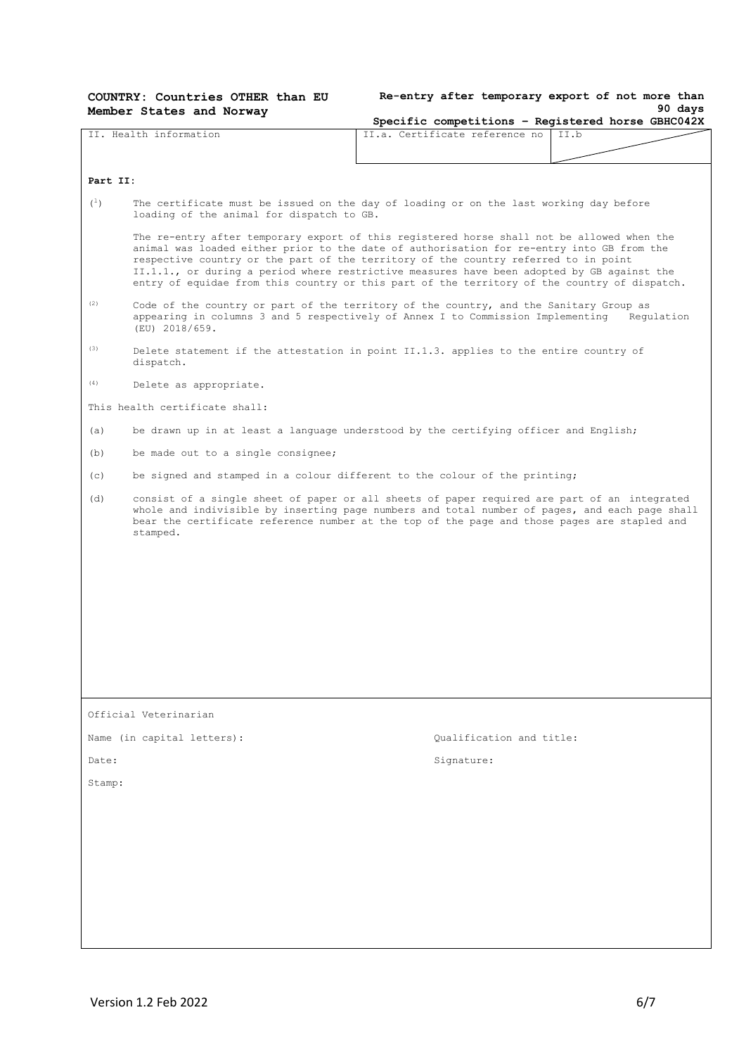COUNTRY: Countries OTHER than EU Member States and Norway

Re-entry after temporary export of not more than 90 days

Specific competitions – Registered horse GBHC042X

| II. Health information | II.a. Certificate reference no | II.b |
|---|---|---|

**Part II**:

(1) The certificate must be issued on the day of loading or on the last working day before loading of the animal for dispatch to GB.

The re-entry after temporary export of this registered horse shall not be allowed when the animal was loaded either prior to the date of authorisation for re-entry into GB from the respective country or the part of the territory of the country referred to in point II.1.1., or during a period where restrictive measures have been adopted by GB against the entry of equidae from this country or this part of the territory of the country of dispatch.

(2) Code of the country or part of the territory of the country, and the Sanitary Group as appearing in columns 3 and 5 respectively of Annex I to Commission Implementing Regulation (EU) 2018/659.

(3) Delete statement if the attestation in point II.1.3. applies to the entire country of dispatch.

(4) Delete as appropriate.

This health certificate shall:

(a) be drawn up in at least a language understood by the certifying officer and English;

(b) be made out to a single consignee;

(c) be signed and stamped in a colour different to the colour of the printing;

(d) consist of a single sheet of paper or all sheets of paper required are part of an integrated whole and indivisible by inserting page numbers and total number of pages, and each page shall bear the certificate reference number at the top of the page and those pages are stapled and stamped.

Official Veterinarian

Name (in capital letters): Qualification and title:

Date: Signature:

Stamp:

Version 1.2 Feb 2022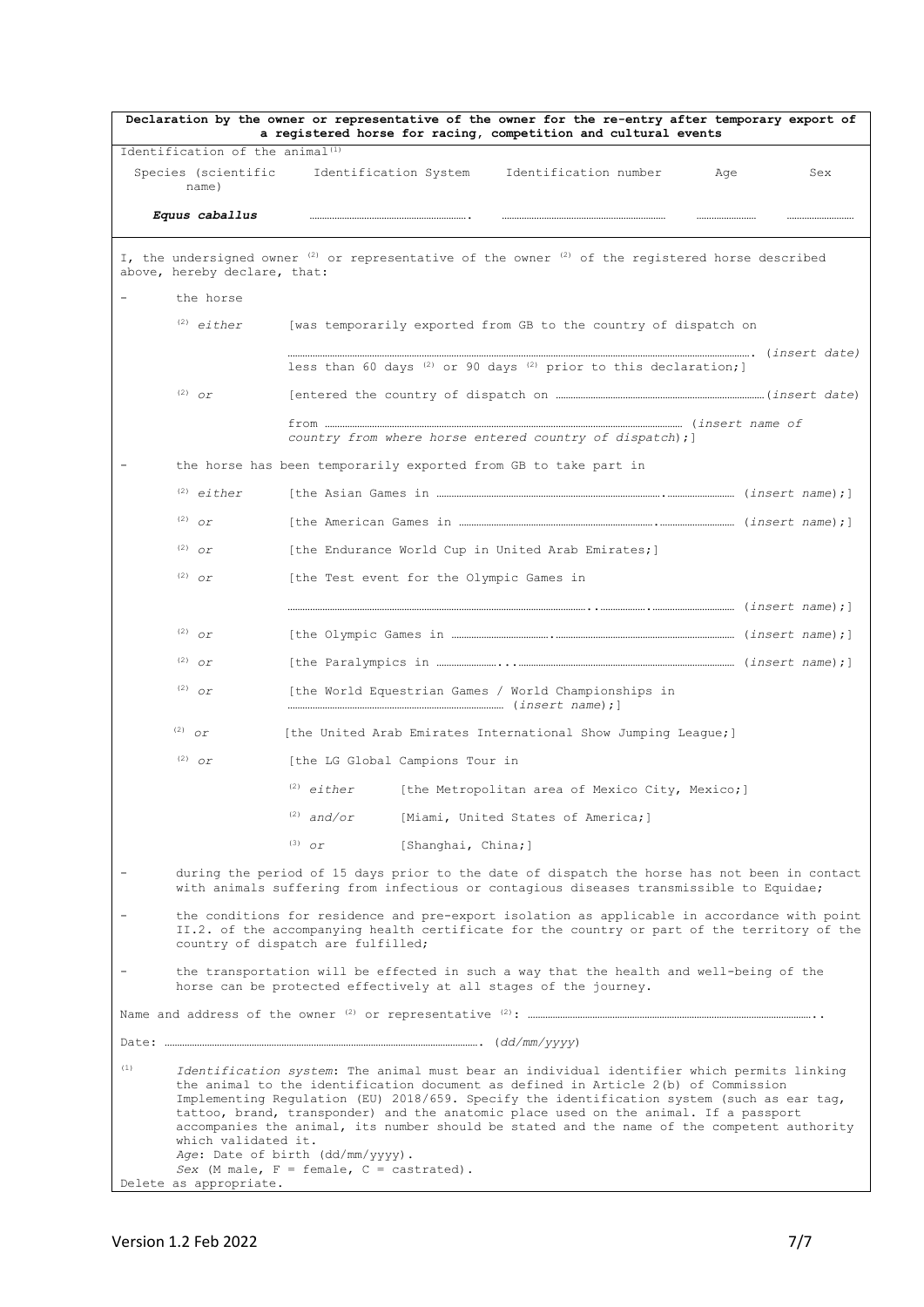**Declaration by the owner or representative of the owner for the re-entry after temporary export of a registered horse for racing, competition and cultural events**

Identification of the animal[(1)]

| Species (scientific name) | Identification System | Identification number | Age | Sex |
|---|---|---|---|---|
| ***Equus caballus*** | ………………………………………………. | …………………………………………………… | ……………………. | ……………………… |

I, the undersigned owner [(2)] or representative of the owner [(2)] of the registered horse described above, hereby declare, that:

- the horse

  [(2)] *either* [was temporarily exported from GB to the country of dispatch on ……………………………………………………………………………………………………………………………………. (*insert date*) less than 60 days [(2)] or 90 days [(2)] prior to this declaration;]

  [(2)] *or* [entered the country of dispatch on …………………………………………………………………(*insert date*) from ……………………………………………………………………………………………………………………… (*insert name of country from where horse entered country of dispatch*);]

- the horse has been temporarily exported from GB to take part in

  [(2)] *either* [the Asian Games in …………………………………………………………………………….………………………. (*insert name*);]

  [(2)] *or* [the American Games in …………………………………………………………………….……………………… (*insert name*);]

  [(2)] *or* [the Endurance World Cup in United Arab Emirates;]

  [(2)] *or* [the Test event for the Olympic Games in ………………………………………………………………………………………..…………….…………………………… (*insert name*);]

  [(2)] *or* [the Olympic Games in …………………………………….……………………………………………………… (*insert name*);]

  [(2)] *or* [the Paralympics in …………………...……………………………………………………………… (*insert name*);]

  [(2)] *or* [the World Equestrian Games / World Championships in ………………………………………………………………… (*insert name*);]

  [(2)] *or* [the United Arab Emirates International Show Jumping League;]

  [(2)] *or* [the LG Global Campions Tour in

    [(2)] *either* [the Metropolitan area of Mexico City, Mexico;]

    [(2)] *and/or* [Miami, United States of America;]

    [(3)] *or* [Shanghai, China;]

- during the period of 15 days prior to the date of dispatch the horse has not been in contact with animals suffering from infectious or contagious diseases transmissible to Equidae;
- the conditions for residence and pre-export isolation as applicable in accordance with point II.2. of the accompanying health certificate for the country or part of the territory of the country of dispatch are fulfilled;
- the transportation will be effected in such a way that the health and well-being of the horse can be protected effectively at all stages of the journey.

Name and address of the owner [(2)] or representative [(2)]: ……………………………………………………………………………………………..

Date: ………………………………………………………………………………………………………. (*dd/mm/yyyy*)

(1) *Identification system*: The animal must bear an individual identifier which permits linking the animal to the identification document as defined in Article 2(b) of Commission Implementing Regulation (EU) 2018/659. Specify the identification system (such as ear tag, tattoo, brand, transponder) and the anatomic place used on the animal. If a passport accompanies the animal, its number should be stated and the name of the competent authority which validated it.
*Age*: Date of birth (dd/mm/yyyy).
*Sex* (M male, F = female, C = castrated).

Delete as appropriate.

Version 1.2 Feb 2022